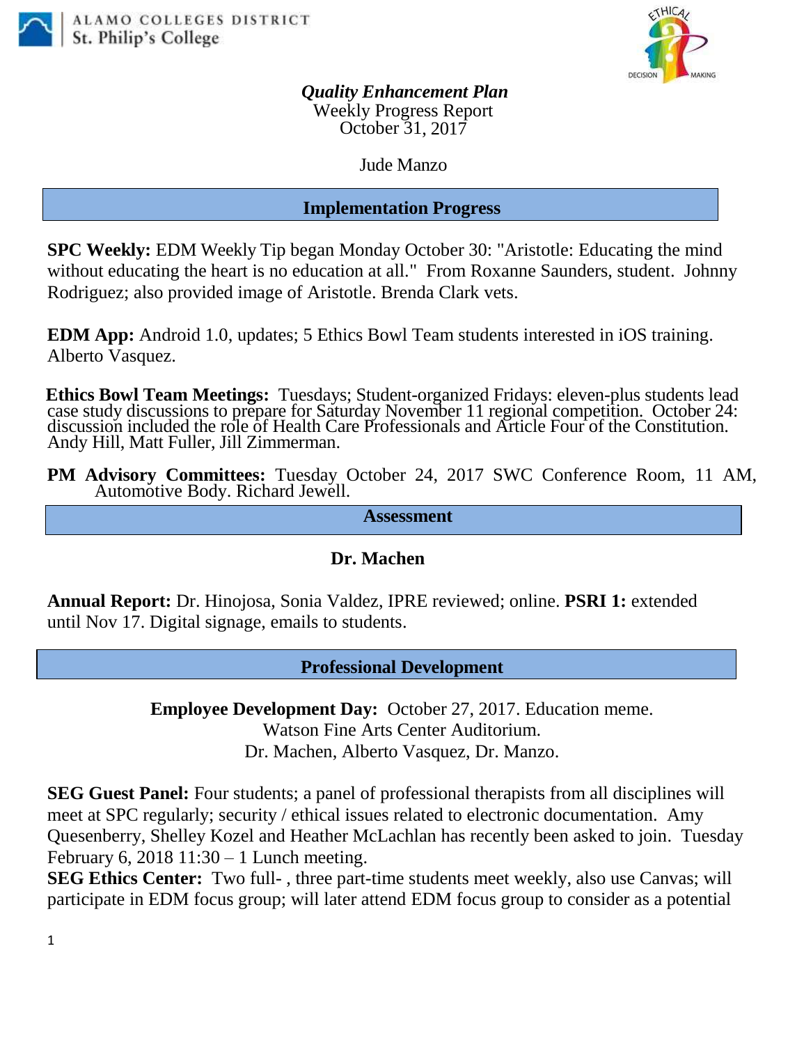ALAMO COLLEGES DISTRICT
St. Philip's College

# *Quality Enhancement Plan*

Weekly Progress Report
October 31, 2017

Jude Manzo

## Implementation Progress

**SPC Weekly:** EDM Weekly Tip began Monday October 30: "Aristotle: Educating the mind without educating the heart is no education at all." From Roxanne Saunders, student. Johnny Rodriguez; also provided image of Aristotle. Brenda Clark vets.

**EDM App:** Android 1.0, updates; 5 Ethics Bowl Team students interested in iOS training. Alberto Vasquez.

**Ethics Bowl Team Meetings:** Tuesdays; Student-organized Fridays: eleven-plus students lead case study discussions to prepare for Saturday November 11 regional competition. October 24: discussion included the role of Health Care Professionals and Article Four of the Constitution. Andy Hill, Matt Fuller, Jill Zimmerman.

**PM Advisory Committees:** Tuesday October 24, 2017 SWC Conference Room, 11 AM, Automotive Body. Richard Jewell.

## Assessment

### Dr. Machen

**Annual Report:** Dr. Hinojosa, Sonia Valdez, IPRE reviewed; online. **PSRI 1:** extended until Nov 17. Digital signage, emails to students.

## Professional Development

**Employee Development Day:** October 27, 2017. Education meme.
Watson Fine Arts Center Auditorium.
Dr. Machen, Alberto Vasquez, Dr. Manzo.

**SEG Guest Panel:** Four students; a panel of professional therapists from all disciplines will meet at SPC regularly; security / ethical issues related to electronic documentation. Amy Quesenberry, Shelley Kozel and Heather McLachlan has recently been asked to join. Tuesday February 6, 2018 11:30 – 1 Lunch meeting.

**SEG Ethics Center:** Two full- , three part-time students meet weekly, also use Canvas; will participate in EDM focus group; will later attend EDM focus group to consider as a potential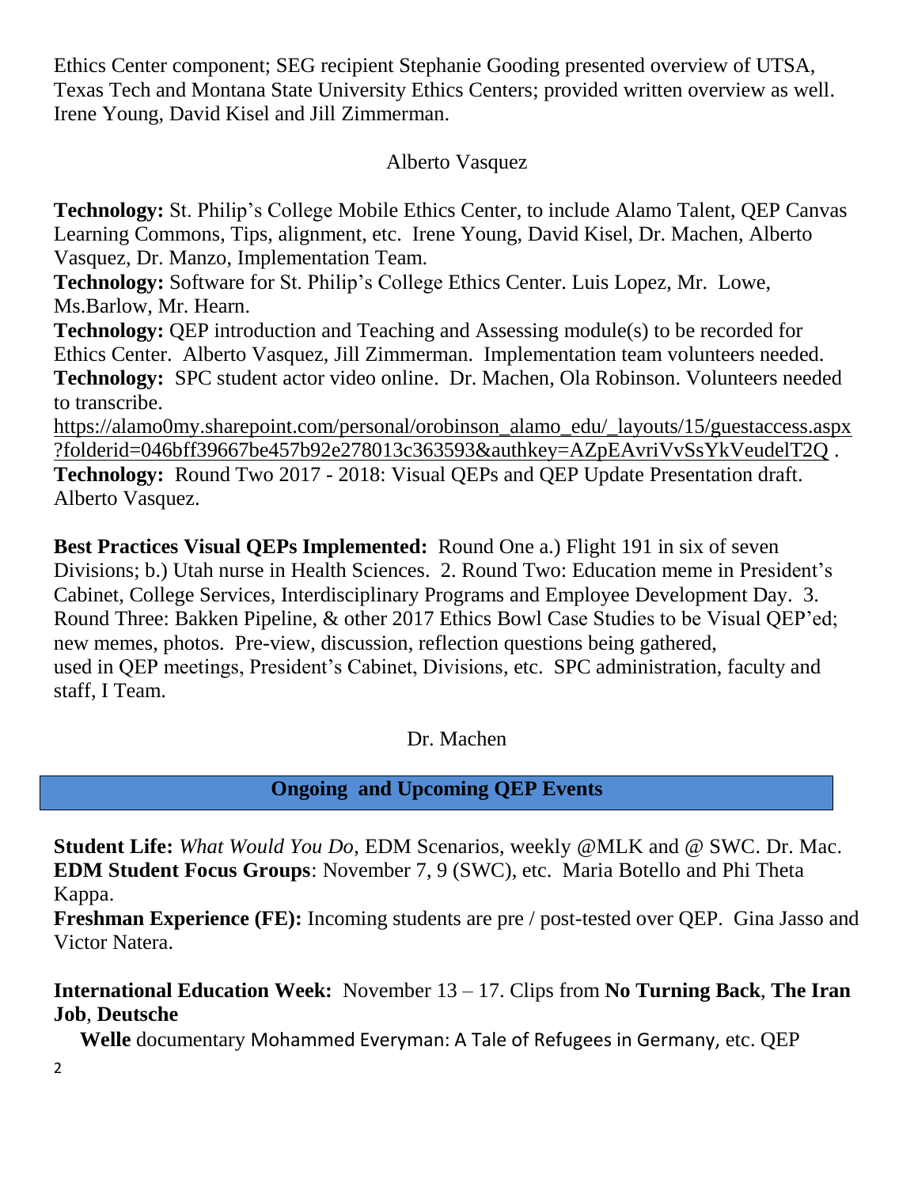Ethics Center component; SEG recipient Stephanie Gooding presented overview of UTSA, Texas Tech and Montana State University Ethics Centers; provided written overview as well. Irene Young, David Kisel and Jill Zimmerman.

Alberto Vasquez

**Technology:** St. Philip's College Mobile Ethics Center, to include Alamo Talent, QEP Canvas Learning Commons, Tips, alignment, etc. Irene Young, David Kisel, Dr. Machen, Alberto Vasquez, Dr. Manzo, Implementation Team.
**Technology:** Software for St. Philip's College Ethics Center. Luis Lopez, Mr. Lowe, Ms.Barlow, Mr. Hearn.
**Technology:** QEP introduction and Teaching and Assessing module(s) to be recorded for Ethics Center. Alberto Vasquez, Jill Zimmerman. Implementation team volunteers needed.
**Technology:** SPC student actor video online. Dr. Machen, Ola Robinson. Volunteers needed to transcribe.
https://alamo0my.sharepoint.com/personal/orobinson_alamo_edu/_layouts/15/guestaccess.aspx?folderid=046bff39667be457b92e278013c363593&authkey=AZpEAvriVvSsYkVeudelT2Q .
**Technology:** Round Two 2017 - 2018: Visual QEPs and QEP Update Presentation draft. Alberto Vasquez.

**Best Practices Visual QEPs Implemented:** Round One a.) Flight 191 in six of seven Divisions; b.) Utah nurse in Health Sciences. 2. Round Two: Education meme in President's Cabinet, College Services, Interdisciplinary Programs and Employee Development Day. 3. Round Three: Bakken Pipeline, & other 2017 Ethics Bowl Case Studies to be Visual QEP'ed; new memes, photos. Pre-view, discussion, reflection questions being gathered, used in QEP meetings, President's Cabinet, Divisions, etc. SPC administration, faculty and staff, I Team.

Dr. Machen

## Ongoing and Upcoming QEP Events

**Student Life:** *What Would You Do*, EDM Scenarios, weekly @MLK and @ SWC. Dr. Mac.
**EDM Student Focus Groups**: November 7, 9 (SWC), etc. Maria Botello and Phi Theta Kappa.
**Freshman Experience (FE):** Incoming students are pre / post-tested over QEP. Gina Jasso and Victor Natera.

**International Education Week:** November 13 – 17. Clips from **No Turning Back**, **The Iran Job**, **Deutsche Welle** documentary Mohammed Everyman: A Tale of Refugees in Germany, etc. QEP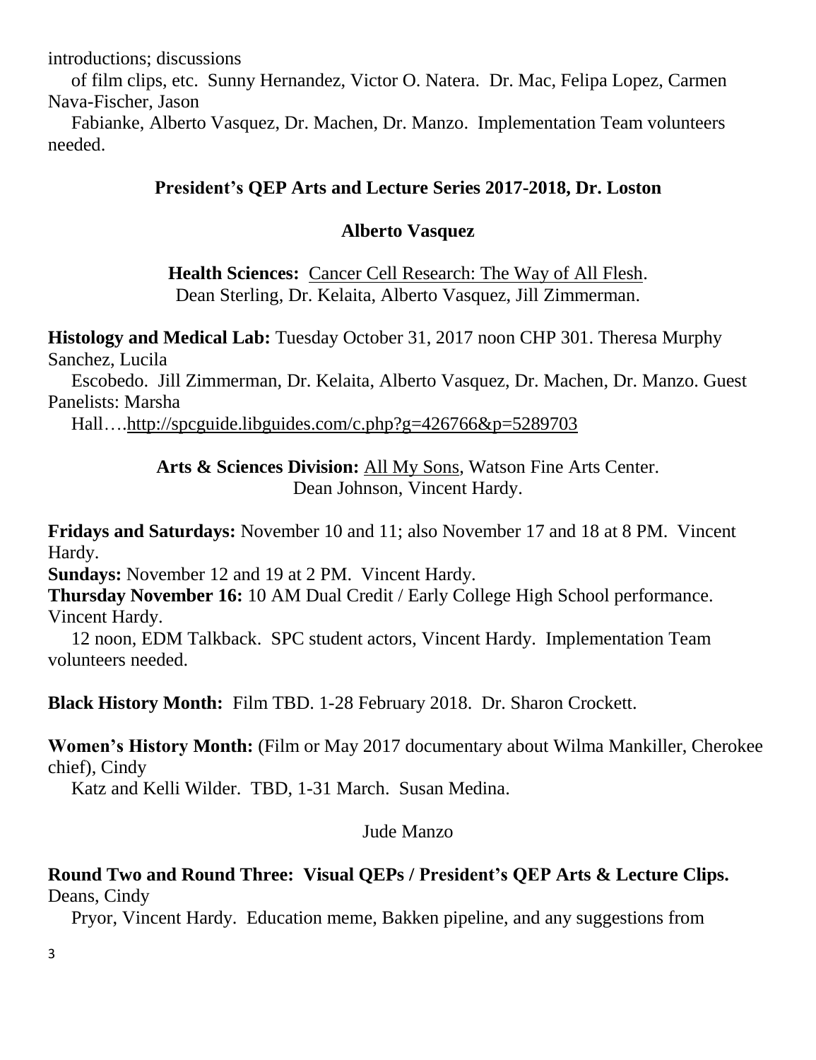introductions; discussions of film clips, etc. Sunny Hernandez, Victor O. Natera. Dr. Mac, Felipa Lopez, Carmen Nava-Fischer, Jason Fabianke, Alberto Vasquez, Dr. Machen, Dr. Manzo. Implementation Team volunteers needed.

**President's QEP Arts and Lecture Series 2017-2018, Dr. Loston**

**Alberto Vasquez**

**Health Sciences:** Cancer Cell Research: The Way of All Flesh.
Dean Sterling, Dr. Kelaita, Alberto Vasquez, Jill Zimmerman.

**Histology and Medical Lab:** Tuesday October 31, 2017 noon CHP 301. Theresa Murphy Sanchez, Lucila Escobedo. Jill Zimmerman, Dr. Kelaita, Alberto Vasquez, Dr. Machen, Dr. Manzo. Guest Panelists: Marsha Hall….http://spcguide.libguides.com/c.php?g=426766&p=5289703

**Arts & Sciences Division:** All My Sons, Watson Fine Arts Center.
Dean Johnson, Vincent Hardy.

**Fridays and Saturdays:** November 10 and 11; also November 17 and 18 at 8 PM. Vincent Hardy.
**Sundays:** November 12 and 19 at 2 PM. Vincent Hardy.
**Thursday November 16:** 10 AM Dual Credit / Early College High School performance. Vincent Hardy.
12 noon, EDM Talkback. SPC student actors, Vincent Hardy. Implementation Team volunteers needed.

**Black History Month:** Film TBD. 1-28 February 2018. Dr. Sharon Crockett.

**Women's History Month:** (Film or May 2017 documentary about Wilma Mankiller, Cherokee chief), Cindy Katz and Kelli Wilder. TBD, 1-31 March. Susan Medina.

Jude Manzo

**Round Two and Round Three: Visual QEPs / President's QEP Arts & Lecture Clips.** Deans, Cindy Pryor, Vincent Hardy. Education meme, Bakken pipeline, and any suggestions from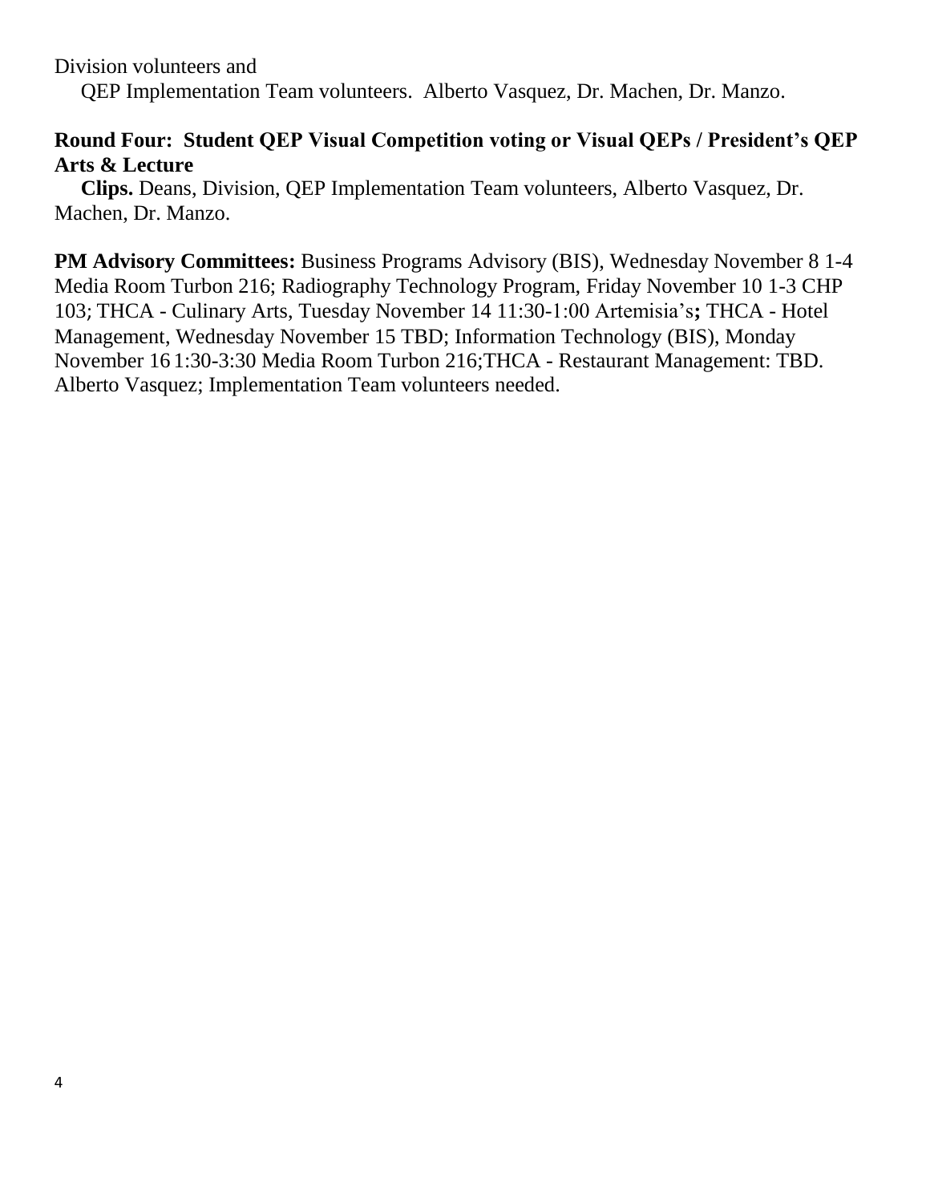Division volunteers and QEP Implementation Team volunteers. Alberto Vasquez, Dr. Machen, Dr. Manzo.

**Round Four: Student QEP Visual Competition voting or Visual QEPs / President's QEP Arts & Lecture Clips.** Deans, Division, QEP Implementation Team volunteers, Alberto Vasquez, Dr. Machen, Dr. Manzo.

**PM Advisory Committees:** Business Programs Advisory (BIS), Wednesday November 8 1-4 Media Room Turbon 216; Radiography Technology Program, Friday November 10 1-3 CHP 103; THCA - Culinary Arts, Tuesday November 14 11:30-1:00 Artemisia's**;** THCA - Hotel Management, Wednesday November 15 TBD; Information Technology (BIS), Monday November 16 1:30-3:30 Media Room Turbon 216;THCA - Restaurant Management: TBD. Alberto Vasquez; Implementation Team volunteers needed.